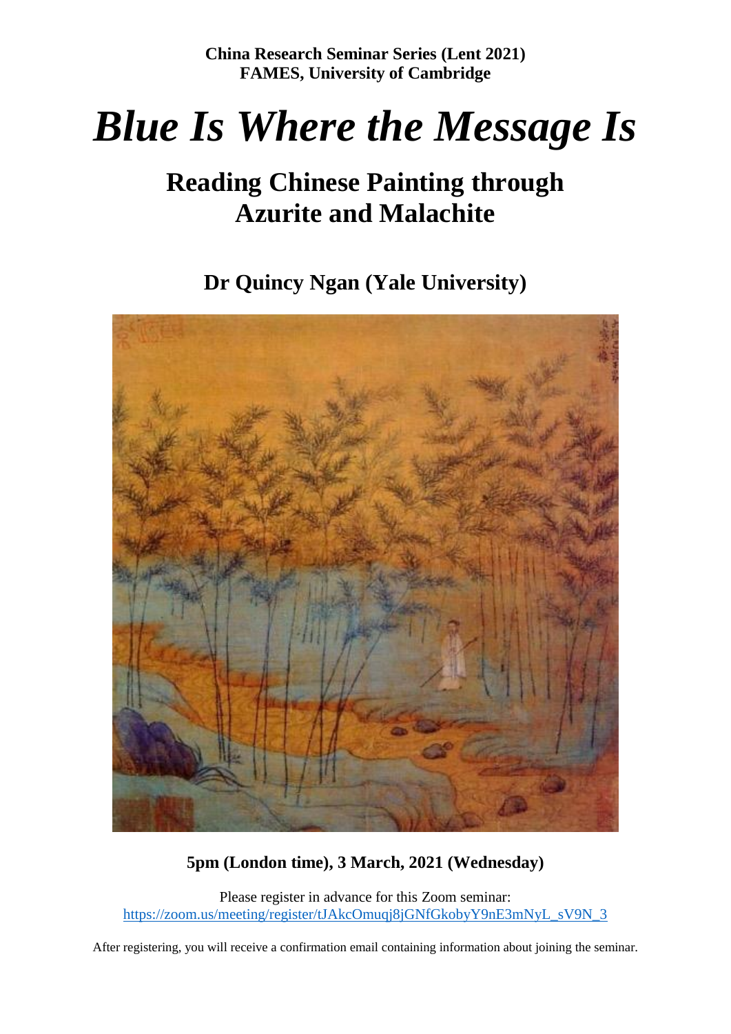**China Research Seminar Series (Lent 2021)**
**FAMES, University of Cambridge**

# *Blue Is Where the Message Is*

## Reading Chinese Painting through Azurite and Malachite

### Dr Quincy Ngan (Yale University)

**5pm (London time), 3 March, 2021 (Wednesday)**

Please register in advance for this Zoom seminar:
https://zoom.us/meeting/register/tJAkcOmuqj8jGNfGkobyY9nE3mNyL_sV9N_3

After registering, you will receive a confirmation email containing information about joining the seminar.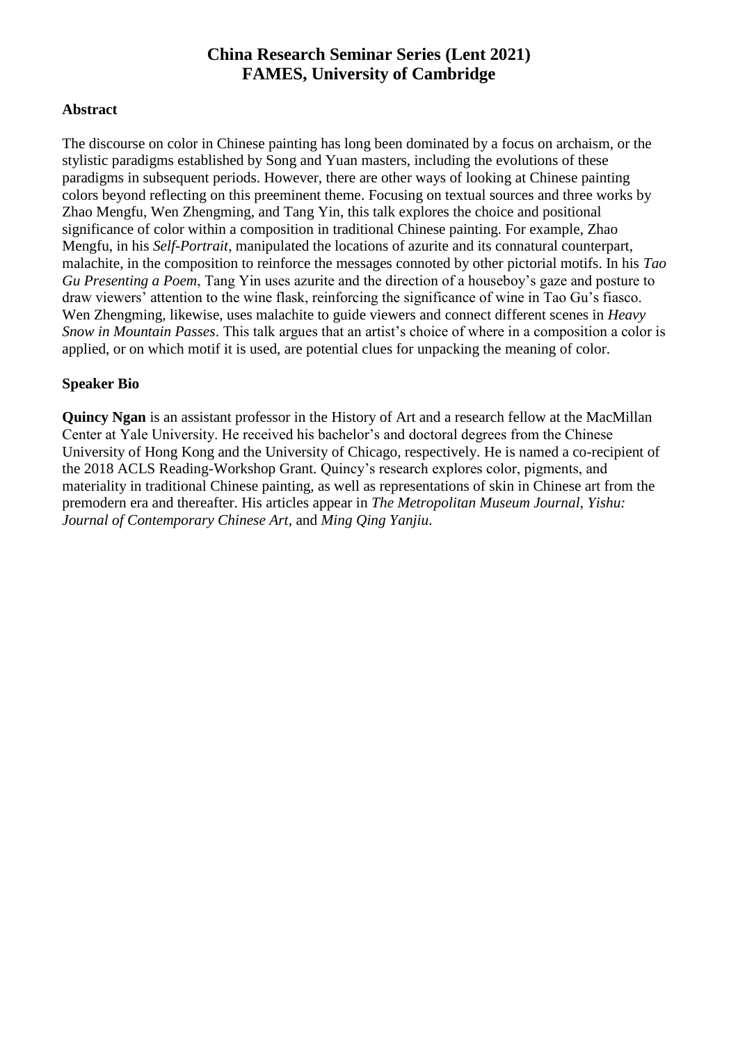# China Research Seminar Series (Lent 2021)
# FAMES, University of Cambridge

**Abstract**

The discourse on color in Chinese painting has long been dominated by a focus on archaism, or the stylistic paradigms established by Song and Yuan masters, including the evolutions of these paradigms in subsequent periods. However, there are other ways of looking at Chinese painting colors beyond reflecting on this preeminent theme. Focusing on textual sources and three works by Zhao Mengfu, Wen Zhengming, and Tang Yin, this talk explores the choice and positional significance of color within a composition in traditional Chinese painting. For example, Zhao Mengfu, in his *Self-Portrait*, manipulated the locations of azurite and its connatural counterpart, malachite, in the composition to reinforce the messages connoted by other pictorial motifs. In his *Tao Gu Presenting a Poem*, Tang Yin uses azurite and the direction of a houseboy's gaze and posture to draw viewers' attention to the wine flask, reinforcing the significance of wine in Tao Gu's fiasco. Wen Zhengming, likewise, uses malachite to guide viewers and connect different scenes in *Heavy Snow in Mountain Passes*. This talk argues that an artist's choice of where in a composition a color is applied, or on which motif it is used, are potential clues for unpacking the meaning of color.

**Speaker Bio**

**Quincy Ngan** is an assistant professor in the History of Art and a research fellow at the MacMillan Center at Yale University. He received his bachelor's and doctoral degrees from the Chinese University of Hong Kong and the University of Chicago, respectively. He is named a co-recipient of the 2018 ACLS Reading-Workshop Grant. Quincy's research explores color, pigments, and materiality in traditional Chinese painting, as well as representations of skin in Chinese art from the premodern era and thereafter. His articles appear in *The Metropolitan Museum Journal*, *Yishu: Journal of Contemporary Chinese Art*, and *Ming Qing Yanjiu*.